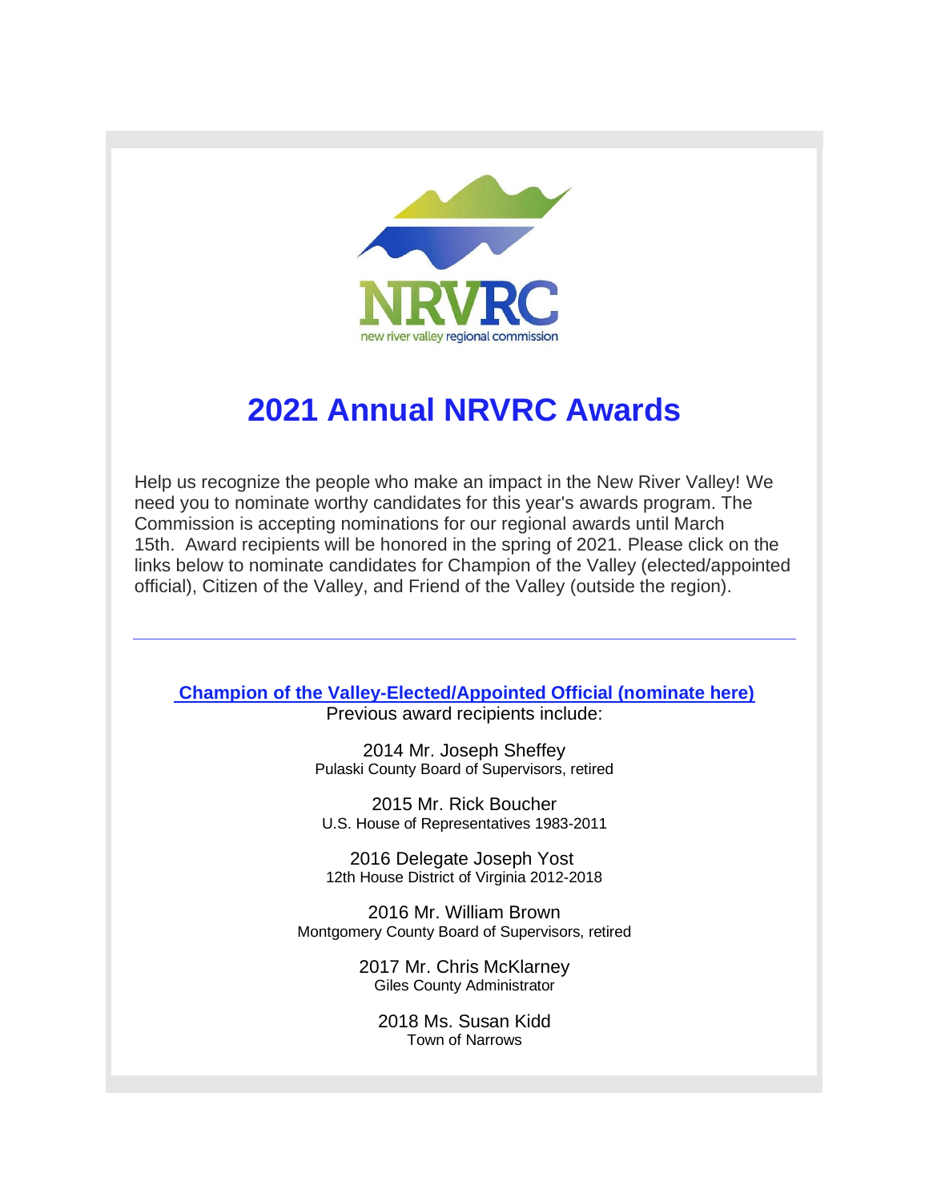NRVRC

new river valley regional commission

# 2021 Annual NRVRC Awards

Help us recognize the people who make an impact in the New River Valley! We need you to nominate worthy candidates for this year's awards program. The Commission is accepting nominations for our regional awards until March 15th. Award recipients will be honored in the spring of 2021. Please click on the links below to nominate candidates for Champion of the Valley (elected/appointed official), Citizen of the Valley, and Friend of the Valley (outside the region).

---

**Champion of the Valley-Elected/Appointed Official (nominate here)**

Previous award recipients include:

2014 Mr. Joseph Sheffey
Pulaski County Board of Supervisors, retired

2015 Mr. Rick Boucher
U.S. House of Representatives 1983-2011

2016 Delegate Joseph Yost
12th House District of Virginia 2012-2018

2016 Mr. William Brown
Montgomery County Board of Supervisors, retired

2017 Mr. Chris McKlarney
Giles County Administrator

2018 Ms. Susan Kidd
Town of Narrows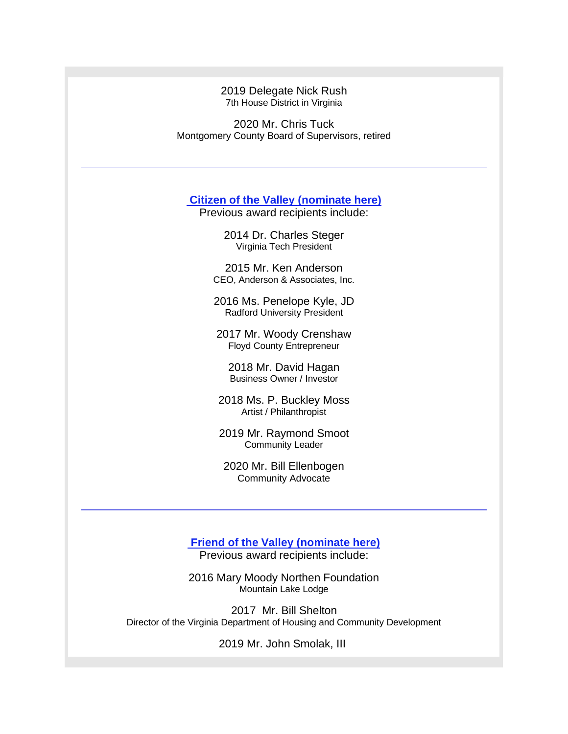2019 Delegate Nick Rush
7th House District in Virginia

2020 Mr. Chris Tuck
Montgomery County Board of Supervisors, retired

---

**Citizen of the Valley (nominate here)**

Previous award recipients include:

2014 Dr. Charles Steger
Virginia Tech President

2015 Mr. Ken Anderson
CEO, Anderson & Associates, Inc.

2016 Ms. Penelope Kyle, JD
Radford University President

2017 Mr. Woody Crenshaw
Floyd County Entrepreneur

2018 Mr. David Hagan
Business Owner / Investor

2018 Ms. P. Buckley Moss
Artist / Philanthropist

2019 Mr. Raymond Smoot
Community Leader

2020 Mr. Bill Ellenbogen
Community Advocate

---

**Friend of the Valley (nominate here)**

Previous award recipients include:

2016 Mary Moody Northen Foundation
Mountain Lake Lodge

2017 Mr. Bill Shelton
Director of the Virginia Department of Housing and Community Development

2019 Mr. John Smolak, III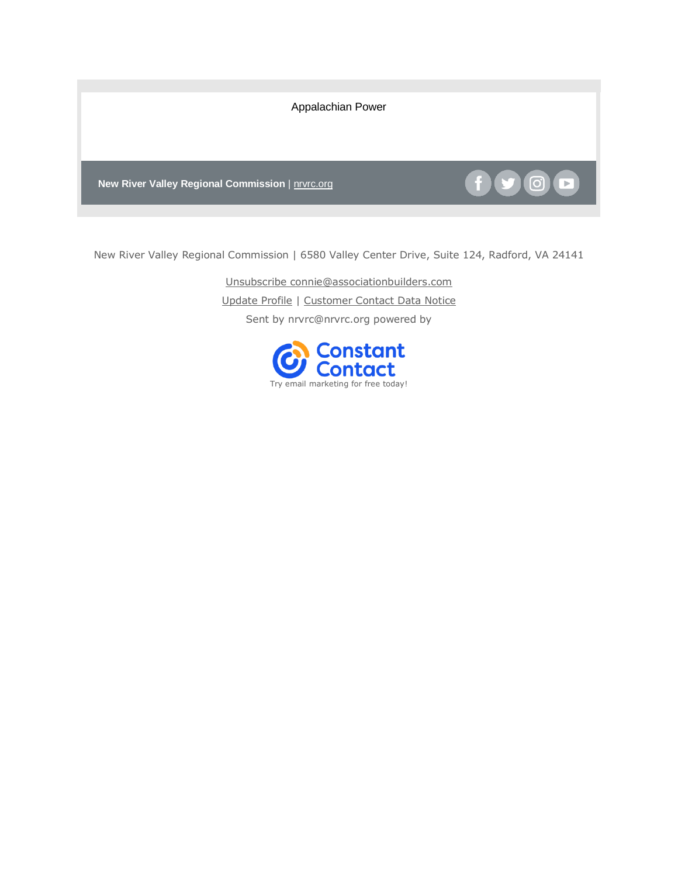Appalachian Power

**New River Valley Regional Commission** | nrvrc.org

New River Valley Regional Commission | 6580 Valley Center Drive, Suite 124, Radford, VA 24141

Unsubscribe connie@associationbuilders.com

Update Profile | Customer Contact Data Notice

Sent by nrvrc@nrvrc.org powered by

Constant Contact

Try email marketing for free today!